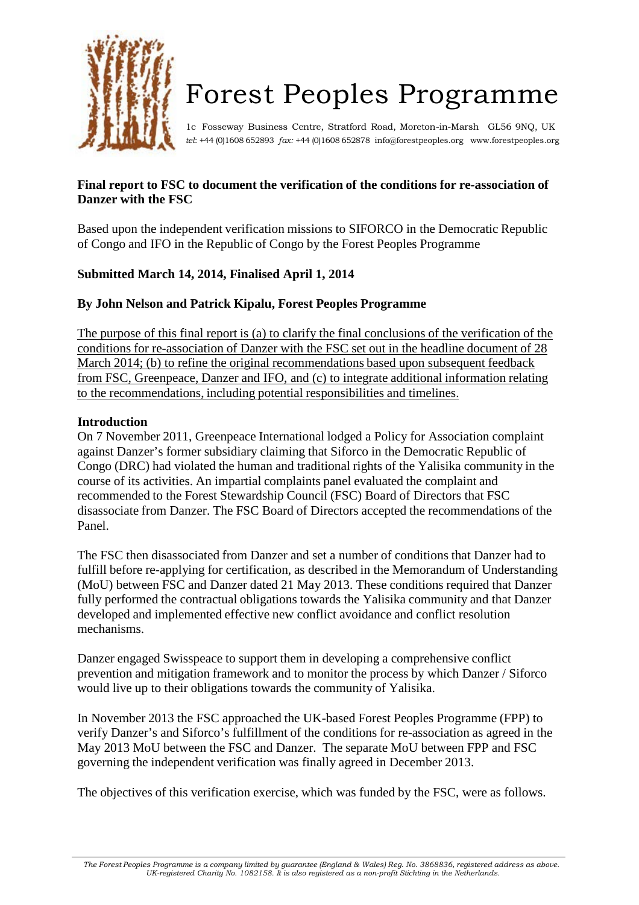# Forest Peoples Programme

1c Fosseway Business Centre, Stratford Road, Moreton-in-Marsh GL56 9NQ, UK
*tel*: +44 (0)1608 652893 *fax*: +44 (0)1608 652878 info@forestpeoples.org www.forestpeoples.org

**Final report to FSC to document the verification of the conditions for re-association of Danzer with the FSC**

Based upon the independent verification missions to SIFORCO in the Democratic Republic of Congo and IFO in the Republic of Congo by the Forest Peoples Programme

**Submitted March 14, 2014, Finalised April 1, 2014**

**By John Nelson and Patrick Kipalu, Forest Peoples Programme**

The purpose of this final report is (a) to clarify the final conclusions of the verification of the conditions for re-association of Danzer with the FSC set out in the headline document of 28 March 2014; (b) to refine the original recommendations based upon subsequent feedback from FSC, Greenpeace, Danzer and IFO, and (c) to integrate additional information relating to the recommendations, including potential responsibilities and timelines.

## Introduction

On 7 November 2011, Greenpeace International lodged a Policy for Association complaint against Danzer's former subsidiary claiming that Siforco in the Democratic Republic of Congo (DRC) had violated the human and traditional rights of the Yalisika community in the course of its activities. An impartial complaints panel evaluated the complaint and recommended to the Forest Stewardship Council (FSC) Board of Directors that FSC disassociate from Danzer. The FSC Board of Directors accepted the recommendations of the Panel.

The FSC then disassociated from Danzer and set a number of conditions that Danzer had to fulfill before re-applying for certification, as described in the Memorandum of Understanding (MoU) between FSC and Danzer dated 21 May 2013. These conditions required that Danzer fully performed the contractual obligations towards the Yalisika community and that Danzer developed and implemented effective new conflict avoidance and conflict resolution mechanisms.

Danzer engaged Swisspeace to support them in developing a comprehensive conflict prevention and mitigation framework and to monitor the process by which Danzer / Siforco would live up to their obligations towards the community of Yalisika.

In November 2013 the FSC approached the UK-based Forest Peoples Programme (FPP) to verify Danzer's and Siforco's fulfillment of the conditions for re-association as agreed in the May 2013 MoU between the FSC and Danzer. The separate MoU between FPP and FSC governing the independent verification was finally agreed in December 2013.

The objectives of this verification exercise, which was funded by the FSC, were as follows.

*The Forest Peoples Programme is a company limited by guarantee (England & Wales) Reg. No. 3868836, registered address as above. UK-registered Charity No. 1082158. It is also registered as a non-profit Stichting in the Netherlands.*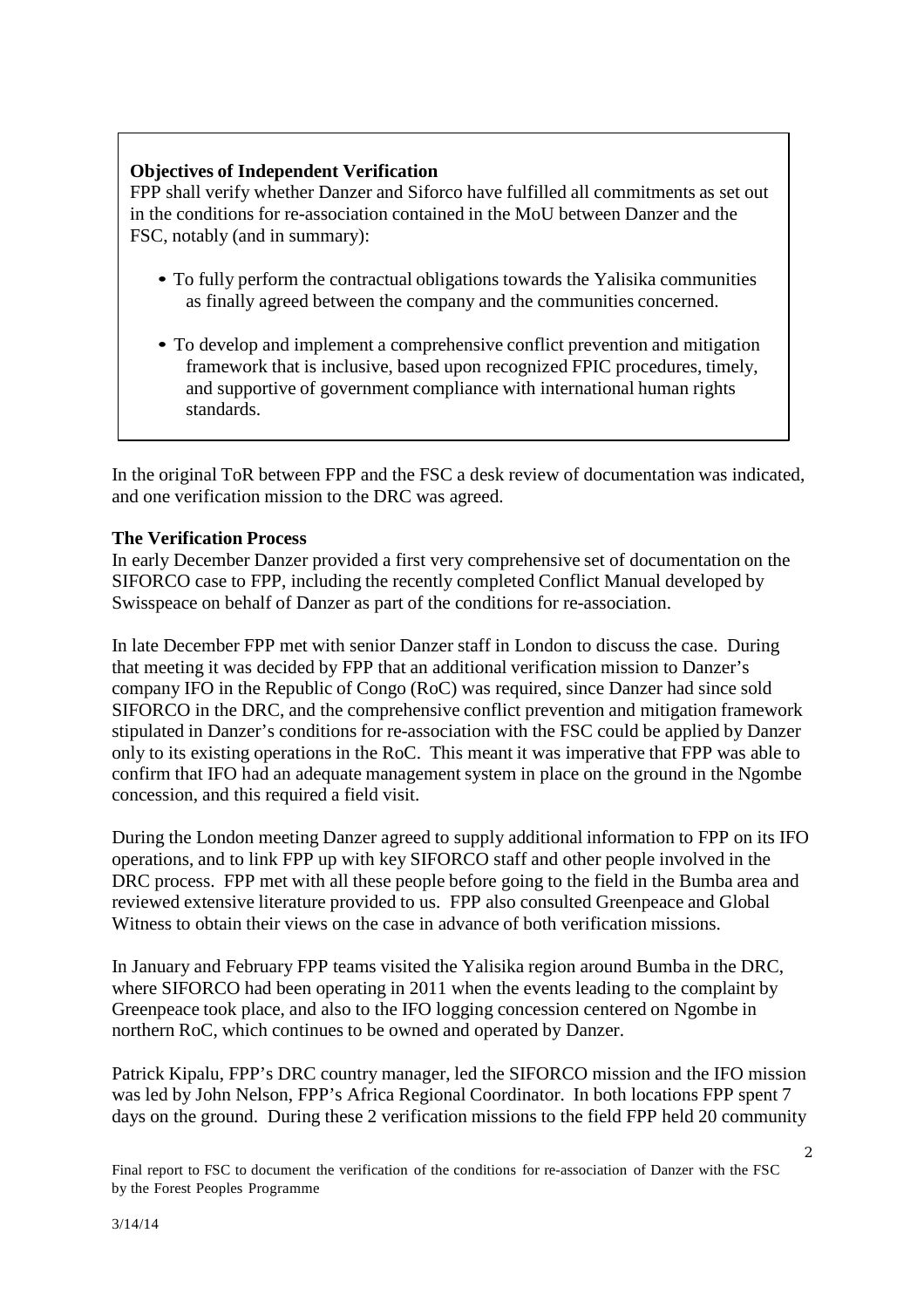**Objectives of Independent Verification**
FPP shall verify whether Danzer and Siforco have fulfilled all commitments as set out in the conditions for re-association contained in the MoU between Danzer and the FSC, notably (and in summary):

- To fully perform the contractual obligations towards the Yalisika communities as finally agreed between the company and the communities concerned.
- To develop and implement a comprehensive conflict prevention and mitigation framework that is inclusive, based upon recognized FPIC procedures, timely, and supportive of government compliance with international human rights standards.

In the original ToR between FPP and the FSC a desk review of documentation was indicated, and one verification mission to the DRC was agreed.

**The Verification Process**
In early December Danzer provided a first very comprehensive set of documentation on the SIFORCO case to FPP, including the recently completed Conflict Manual developed by Swisspeace on behalf of Danzer as part of the conditions for re-association.

In late December FPP met with senior Danzer staff in London to discuss the case. During that meeting it was decided by FPP that an additional verification mission to Danzer's company IFO in the Republic of Congo (RoC) was required, since Danzer had since sold SIFORCO in the DRC, and the comprehensive conflict prevention and mitigation framework stipulated in Danzer's conditions for re-association with the FSC could be applied by Danzer only to its existing operations in the RoC. This meant it was imperative that FPP was able to confirm that IFO had an adequate management system in place on the ground in the Ngombe concession, and this required a field visit.

During the London meeting Danzer agreed to supply additional information to FPP on its IFO operations, and to link FPP up with key SIFORCO staff and other people involved in the DRC process. FPP met with all these people before going to the field in the Bumba area and reviewed extensive literature provided to us. FPP also consulted Greenpeace and Global Witness to obtain their views on the case in advance of both verification missions.

In January and February FPP teams visited the Yalisika region around Bumba in the DRC, where SIFORCO had been operating in 2011 when the events leading to the complaint by Greenpeace took place, and also to the IFO logging concession centered on Ngombe in northern RoC, which continues to be owned and operated by Danzer.

Patrick Kipalu, FPP's DRC country manager, led the SIFORCO mission and the IFO mission was led by John Nelson, FPP's Africa Regional Coordinator. In both locations FPP spent 7 days on the ground. During these 2 verification missions to the field FPP held 20 community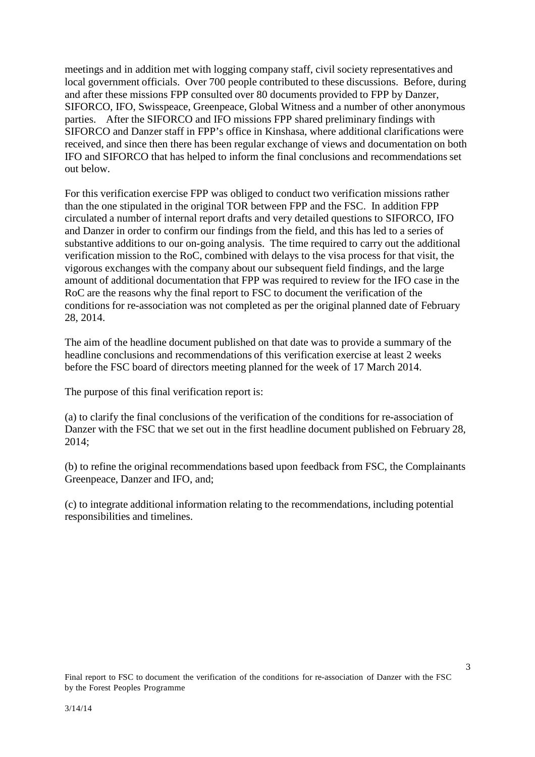meetings and in addition met with logging company staff, civil society representatives and local government officials. Over 700 people contributed to these discussions. Before, during and after these missions FPP consulted over 80 documents provided to FPP by Danzer, SIFORCO, IFO, Swisspeace, Greenpeace, Global Witness and a number of other anonymous parties. After the SIFORCO and IFO missions FPP shared preliminary findings with SIFORCO and Danzer staff in FPP's office in Kinshasa, where additional clarifications were received, and since then there has been regular exchange of views and documentation on both IFO and SIFORCO that has helped to inform the final conclusions and recommendations set out below.

For this verification exercise FPP was obliged to conduct two verification missions rather than the one stipulated in the original TOR between FPP and the FSC. In addition FPP circulated a number of internal report drafts and very detailed questions to SIFORCO, IFO and Danzer in order to confirm our findings from the field, and this has led to a series of substantive additions to our on-going analysis. The time required to carry out the additional verification mission to the RoC, combined with delays to the visa process for that visit, the vigorous exchanges with the company about our subsequent field findings, and the large amount of additional documentation that FPP was required to review for the IFO case in the RoC are the reasons why the final report to FSC to document the verification of the conditions for re-association was not completed as per the original planned date of February 28, 2014.

The aim of the headline document published on that date was to provide a summary of the headline conclusions and recommendations of this verification exercise at least 2 weeks before the FSC board of directors meeting planned for the week of 17 March 2014.

The purpose of this final verification report is:

(a) to clarify the final conclusions of the verification of the conditions for re-association of Danzer with the FSC that we set out in the first headline document published on February 28, 2014;

(b) to refine the original recommendations based upon feedback from FSC, the Complainants Greenpeace, Danzer and IFO, and;

(c) to integrate additional information relating to the recommendations, including potential responsibilities and timelines.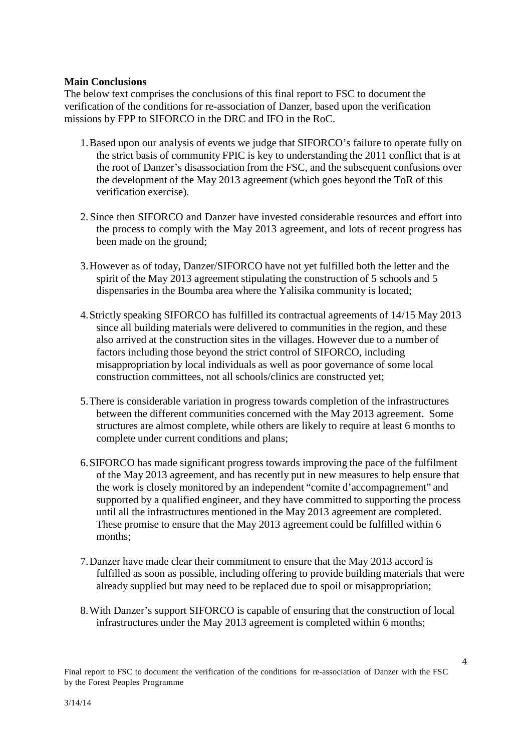**Main Conclusions**

The below text comprises the conclusions of this final report to FSC to document the verification of the conditions for re-association of Danzer, based upon the verification missions by FPP to SIFORCO in the DRC and IFO in the RoC.

1. Based upon our analysis of events we judge that SIFORCO's failure to operate fully on the strict basis of community FPIC is key to understanding the 2011 conflict that is at the root of Danzer's disassociation from the FSC, and the subsequent confusions over the development of the May 2013 agreement (which goes beyond the ToR of this verification exercise).

2. Since then SIFORCO and Danzer have invested considerable resources and effort into the process to comply with the May 2013 agreement, and lots of recent progress has been made on the ground;

3. However as of today, Danzer/SIFORCO have not yet fulfilled both the letter and the spirit of the May 2013 agreement stipulating the construction of 5 schools and 5 dispensaries in the Boumba area where the Yalisika community is located;

4. Strictly speaking SIFORCO has fulfilled its contractual agreements of 14/15 May 2013 since all building materials were delivered to communities in the region, and these also arrived at the construction sites in the villages. However due to a number of factors including those beyond the strict control of SIFORCO, including misappropriation by local individuals as well as poor governance of some local construction committees, not all schools/clinics are constructed yet;

5. There is considerable variation in progress towards completion of the infrastructures between the different communities concerned with the May 2013 agreement. Some structures are almost complete, while others are likely to require at least 6 months to complete under current conditions and plans;

6. SIFORCO has made significant progress towards improving the pace of the fulfilment of the May 2013 agreement, and has recently put in new measures to help ensure that the work is closely monitored by an independent "comite d'accompagnement" and supported by a qualified engineer, and they have committed to supporting the process until all the infrastructures mentioned in the May 2013 agreement are completed. These promise to ensure that the May 2013 agreement could be fulfilled within 6 months;

7. Danzer have made clear their commitment to ensure that the May 2013 accord is fulfilled as soon as possible, including offering to provide building materials that were already supplied but may need to be replaced due to spoil or misappropriation;

8. With Danzer's support SIFORCO is capable of ensuring that the construction of local infrastructures under the May 2013 agreement is completed within 6 months;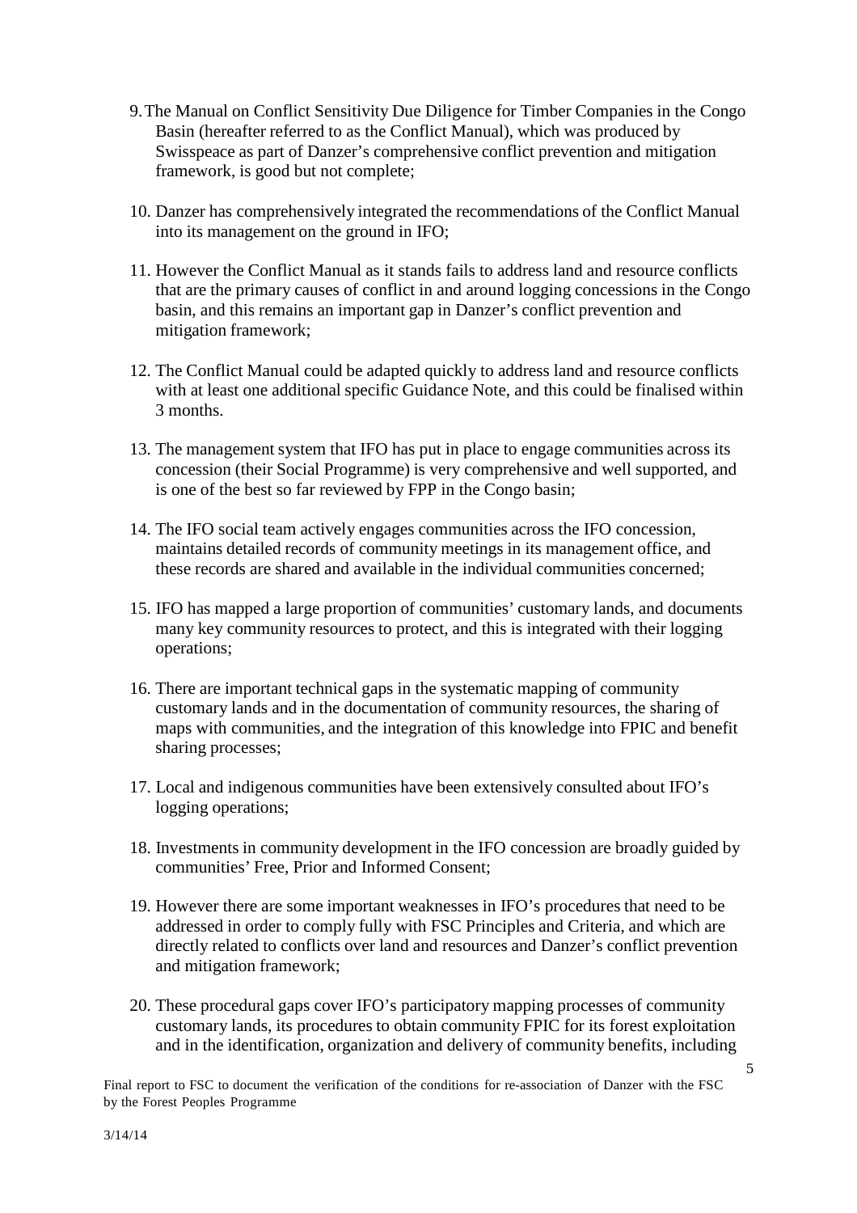9. The Manual on Conflict Sensitivity Due Diligence for Timber Companies in the Congo Basin (hereafter referred to as the Conflict Manual), which was produced by Swisspeace as part of Danzer's comprehensive conflict prevention and mitigation framework, is good but not complete;

10. Danzer has comprehensively integrated the recommendations of the Conflict Manual into its management on the ground in IFO;

11. However the Conflict Manual as it stands fails to address land and resource conflicts that are the primary causes of conflict in and around logging concessions in the Congo basin, and this remains an important gap in Danzer's conflict prevention and mitigation framework;

12. The Conflict Manual could be adapted quickly to address land and resource conflicts with at least one additional specific Guidance Note, and this could be finalised within 3 months.

13. The management system that IFO has put in place to engage communities across its concession (their Social Programme) is very comprehensive and well supported, and is one of the best so far reviewed by FPP in the Congo basin;

14. The IFO social team actively engages communities across the IFO concession, maintains detailed records of community meetings in its management office, and these records are shared and available in the individual communities concerned;

15. IFO has mapped a large proportion of communities' customary lands, and documents many key community resources to protect, and this is integrated with their logging operations;

16. There are important technical gaps in the systematic mapping of community customary lands and in the documentation of community resources, the sharing of maps with communities, and the integration of this knowledge into FPIC and benefit sharing processes;

17. Local and indigenous communities have been extensively consulted about IFO's logging operations;

18. Investments in community development in the IFO concession are broadly guided by communities' Free, Prior and Informed Consent;

19. However there are some important weaknesses in IFO's procedures that need to be addressed in order to comply fully with FSC Principles and Criteria, and which are directly related to conflicts over land and resources and Danzer's conflict prevention and mitigation framework;

20. These procedural gaps cover IFO's participatory mapping processes of community customary lands, its procedures to obtain community FPIC for its forest exploitation and in the identification, organization and delivery of community benefits, including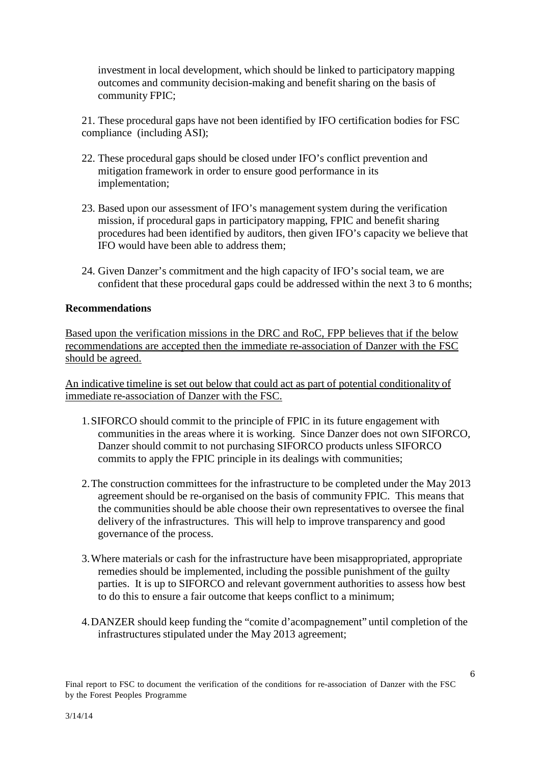investment in local development, which should be linked to participatory mapping outcomes and community decision-making and benefit sharing on the basis of community FPIC;

21. These procedural gaps have not been identified by IFO certification bodies for FSC compliance (including ASI);

22. These procedural gaps should be closed under IFO's conflict prevention and mitigation framework in order to ensure good performance in its implementation;

23. Based upon our assessment of IFO's management system during the verification mission, if procedural gaps in participatory mapping, FPIC and benefit sharing procedures had been identified by auditors, then given IFO's capacity we believe that IFO would have been able to address them;

24. Given Danzer's commitment and the high capacity of IFO's social team, we are confident that these procedural gaps could be addressed within the next 3 to 6 months;

**Recommendations**

Based upon the verification missions in the DRC and RoC, FPP believes that if the below recommendations are accepted then the immediate re-association of Danzer with the FSC should be agreed.

An indicative timeline is set out below that could act as part of potential conditionality of immediate re-association of Danzer with the FSC.

1. SIFORCO should commit to the principle of FPIC in its future engagement with communities in the areas where it is working. Since Danzer does not own SIFORCO, Danzer should commit to not purchasing SIFORCO products unless SIFORCO commits to apply the FPIC principle in its dealings with communities;

2. The construction committees for the infrastructure to be completed under the May 2013 agreement should be re-organised on the basis of community FPIC. This means that the communities should be able choose their own representatives to oversee the final delivery of the infrastructures. This will help to improve transparency and good governance of the process.

3. Where materials or cash for the infrastructure have been misappropriated, appropriate remedies should be implemented, including the possible punishment of the guilty parties. It is up to SIFORCO and relevant government authorities to assess how best to do this to ensure a fair outcome that keeps conflict to a minimum;

4. DANZER should keep funding the "comite d'acompagnement" until completion of the infrastructures stipulated under the May 2013 agreement;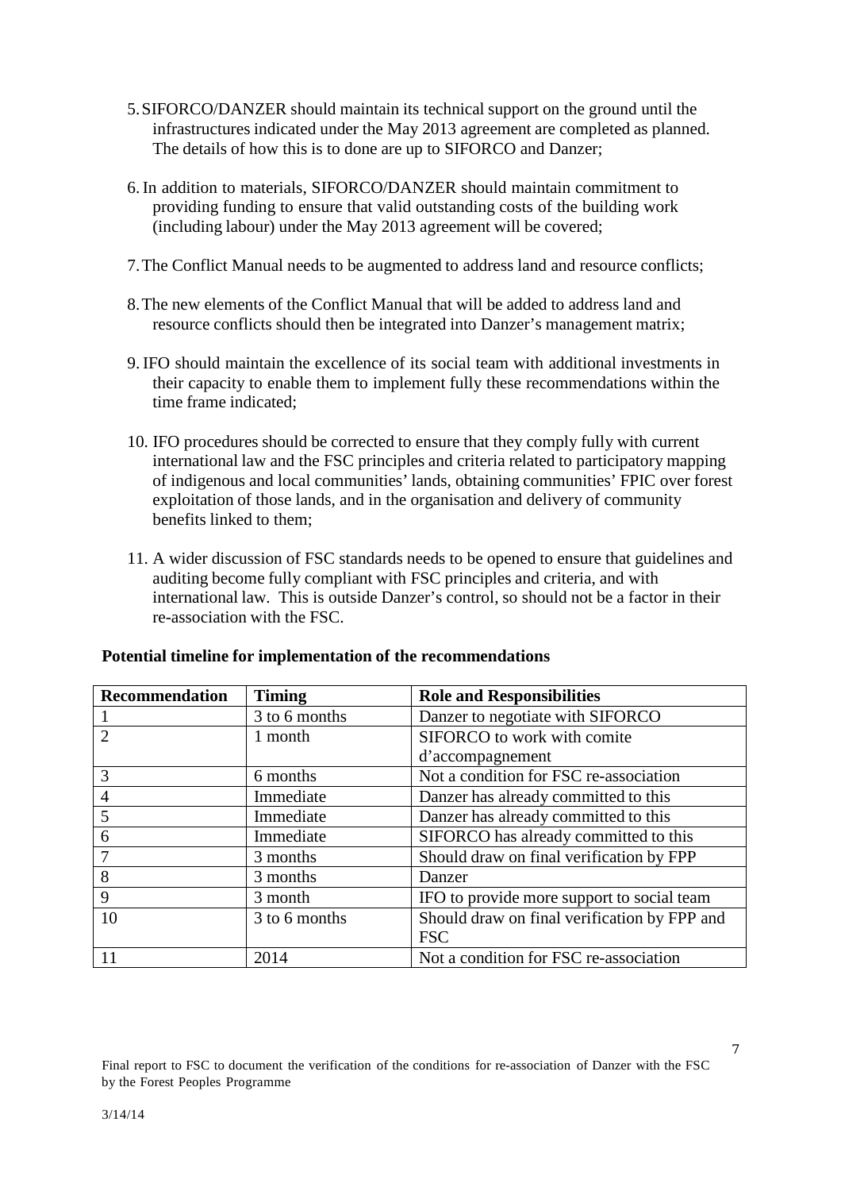5. SIFORCO/DANZER should maintain its technical support on the ground until the infrastructures indicated under the May 2013 agreement are completed as planned. The details of how this is to done are up to SIFORCO and Danzer;

6. In addition to materials, SIFORCO/DANZER should maintain commitment to providing funding to ensure that valid outstanding costs of the building work (including labour) under the May 2013 agreement will be covered;

7. The Conflict Manual needs to be augmented to address land and resource conflicts;

8. The new elements of the Conflict Manual that will be added to address land and resource conflicts should then be integrated into Danzer's management matrix;

9. IFO should maintain the excellence of its social team with additional investments in their capacity to enable them to implement fully these recommendations within the time frame indicated;

10. IFO procedures should be corrected to ensure that they comply fully with current international law and the FSC principles and criteria related to participatory mapping of indigenous and local communities' lands, obtaining communities' FPIC over forest exploitation of those lands, and in the organisation and delivery of community benefits linked to them;

11. A wider discussion of FSC standards needs to be opened to ensure that guidelines and auditing become fully compliant with FSC principles and criteria, and with international law. This is outside Danzer's control, so should not be a factor in their re-association with the FSC.

**Potential timeline for implementation of the recommendations**

| Recommendation | Timing | Role and Responsibilities |
|---|---|---|
| 1 | 3 to 6 months | Danzer to negotiate with SIFORCO |
| 2 | 1 month | SIFORCO to work with comite d'accompagnement |
| 3 | 6 months | Not a condition for FSC re-association |
| 4 | Immediate | Danzer has already committed to this |
| 5 | Immediate | Danzer has already committed to this |
| 6 | Immediate | SIFORCO has already committed to this |
| 7 | 3 months | Should draw on final verification by FPP |
| 8 | 3 months | Danzer |
| 9 | 3 month | IFO to provide more support to social team |
| 10 | 3 to 6 months | Should draw on final verification by FPP and FSC |
| 11 | 2014 | Not a condition for FSC re-association |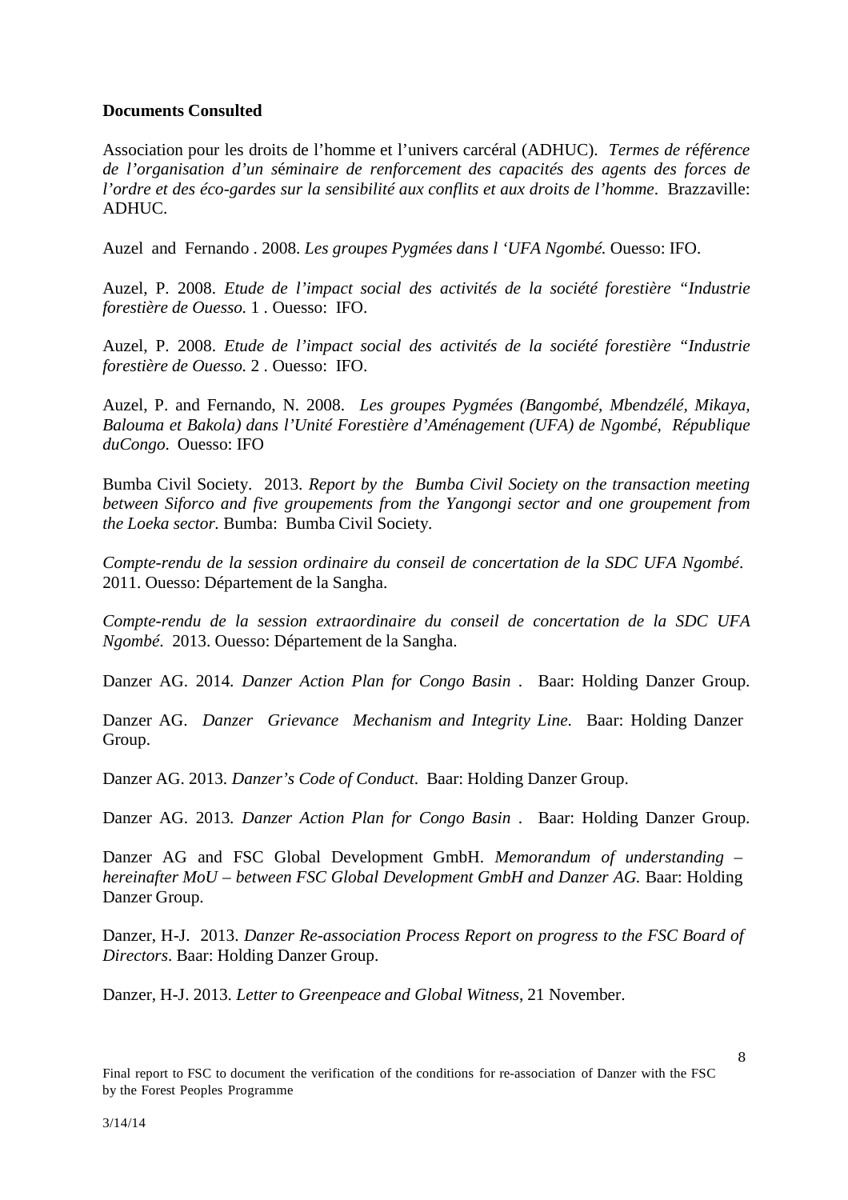**Documents Consulted**

Association pour les droits de l'homme et l'univers carcéral (ADHUC). *Termes de référence de l'organisation d'un séminaire de renforcement des capacités des agents des forces de l'ordre et des éco-gardes sur la sensibilité aux conflits et aux droits de l'homme*. Brazzaville: ADHUC.

Auzel and Fernando . 2008. *Les groupes Pygmées dans l 'UFA Ngombé.* Ouesso: IFO.

Auzel, P. 2008. *Etude de l'impact social des activités de la société forestière "Industrie forestière de Ouesso.* 1 . Ouesso: IFO.

Auzel, P. 2008. *Etude de l'impact social des activités de la société forestière "Industrie forestière de Ouesso.* 2 . Ouesso: IFO.

Auzel, P. and Fernando, N. 2008. *Les groupes Pygmées (Bangombé, Mbendzélé, Mikaya, Balouma et Bakola) dans l'Unité Forestière d'Aménagement (UFA) de Ngombé, République duCongo.* Ouesso: IFO

Bumba Civil Society. 2013. *Report by the Bumba Civil Society on the transaction meeting between Siforco and five groupements from the Yangongi sector and one groupement from the Loeka sector.* Bumba: Bumba Civil Society.

*Compte-rendu de la session ordinaire du conseil de concertation de la SDC UFA Ngombé.* 2011. Ouesso: Département de la Sangha.

*Compte-rendu de la session extraordinaire du conseil de concertation de la SDC UFA Ngombé.* 2013. Ouesso: Département de la Sangha.

Danzer AG. 2014. *Danzer Action Plan for Congo Basin* . Baar: Holding Danzer Group.

Danzer AG. *Danzer Grievance Mechanism and Integrity Line*. Baar: Holding Danzer Group.

Danzer AG. 2013. *Danzer's Code of Conduct*. Baar: Holding Danzer Group.

Danzer AG. 2013. *Danzer Action Plan for Congo Basin* . Baar: Holding Danzer Group.

Danzer AG and FSC Global Development GmbH. *Memorandum of understanding – hereinafter MoU – between FSC Global Development GmbH and Danzer AG.* Baar: Holding Danzer Group.

Danzer, H-J. 2013. *Danzer Re-association Process Report on progress to the FSC Board of Directors*. Baar: Holding Danzer Group.

Danzer, H-J. 2013. *Letter to Greenpeace and Global Witness*, 21 November.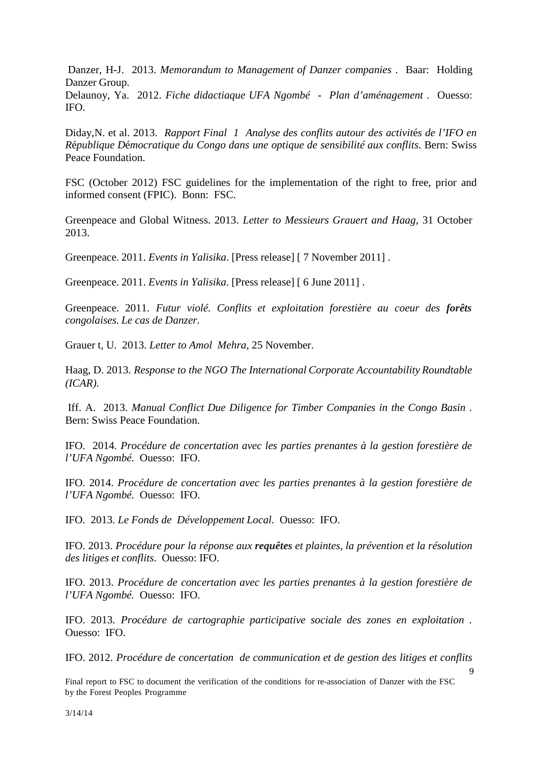Danzer, H-J. 2013. *Memorandum to Management of Danzer companies* . Baar: Holding Danzer Group.

Delaunoy, Ya. 2012. *Fiche didactiaque UFA Ngombé - Plan d'aménagement* . Ouesso: IFO.

Diday,N. et al. 2013. *Rapport Final 1 Analyse des conflits autour des activités de l'IFO en République Démocratique du Congo dans une optique de sensibilité aux conflits*. Bern: Swiss Peace Foundation.

FSC (October 2012) FSC guidelines for the implementation of the right to free, prior and informed consent (FPIC). Bonn: FSC.

Greenpeace and Global Witness. 2013. *Letter to Messieurs Grauert and Haag*, 31 October 2013.

Greenpeace. 2011. *Events in Yalisika*. [Press release] [ 7 November 2011] .

Greenpeace. 2011. *Events in Yalisika*. [Press release] [ 6 June 2011] .

Greenpeace. 2011. *Futur violé. Conflits et exploitation forestière au coeur des* ***forêts*** *congolaises. Le cas de Danzer.*

Grauer t, U. 2013. *Letter to Amol Mehra*, 25 November.

Haag, D. 2013. *Response to the NGO The International Corporate Accountability Roundtable (ICAR).*

Iff. A. 2013. *Manual Conflict Due Diligence for Timber Companies in the Congo Basin* . Bern: Swiss Peace Foundation.

IFO. 2014. *Procédure de concertation avec les parties prenantes à la gestion forestière de l'UFA Ngombé.* Ouesso: IFO.

IFO. 2014. *Procédure de concertation avec les parties prenantes à la gestion forestière de l'UFA Ngombé.* Ouesso: IFO.

IFO. 2013. *Le Fonds de Développement Local.* Ouesso: IFO.

IFO. 2013. *Procédure pour la réponse aux* ***requêtes*** *et plaintes, la prévention et la résolution des litiges et conflits*. Ouesso: IFO.

IFO. 2013. *Procédure de concertation avec les parties prenantes à la gestion forestière de l'UFA Ngombé.* Ouesso: IFO.

IFO. 2013. *Procédure de cartographie participative sociale des zones en exploitation* . Ouesso: IFO.

IFO. 2012. *Procédure de concertation de communication et de gestion des litiges et conflits*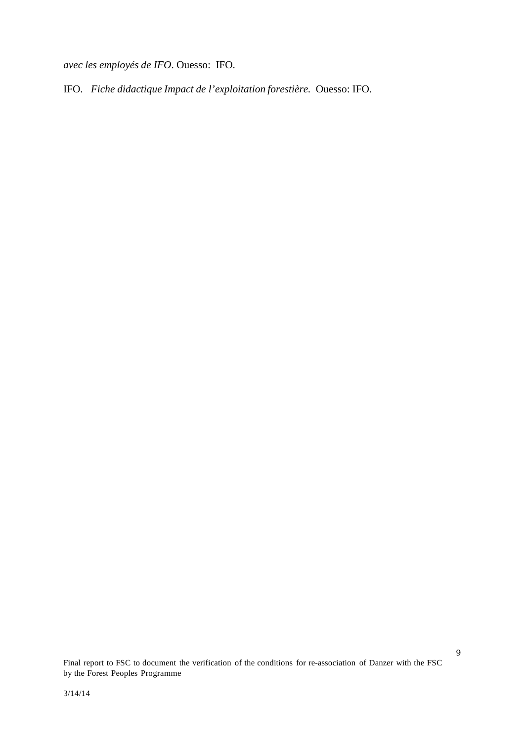*avec les employés de IFO*. Ouesso: IFO.

IFO. *Fiche didactique Impact de l'exploitation forestière.* Ouesso: IFO.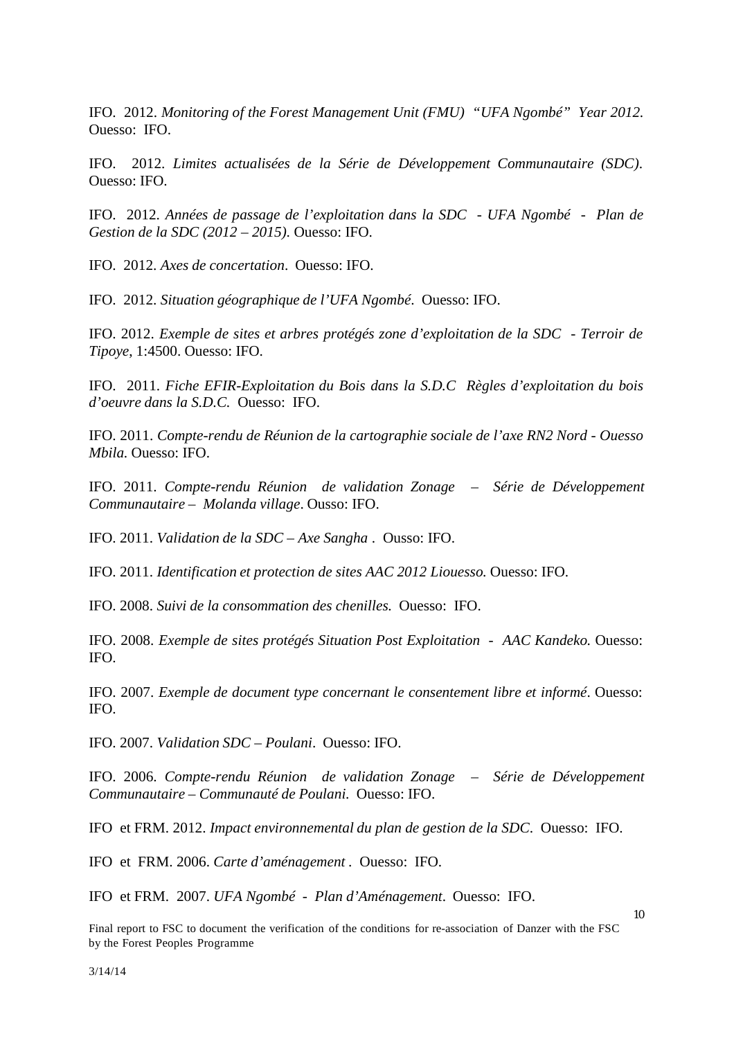IFO. 2012. *Monitoring of the Forest Management Unit (FMU) "UFA Ngombé" Year 2012.* Ouesso: IFO.

IFO. 2012. *Limites actualisées de la Série de Développement Communautaire (SDC).* Ouesso: IFO.

IFO. 2012. *Années de passage de l'exploitation dans la SDC - UFA Ngombé - Plan de Gestion de la SDC (2012 – 2015).* Ouesso: IFO.

IFO. 2012. *Axes de concertation*. Ouesso: IFO.

IFO. 2012. *Situation géographique de l'UFA Ngombé.* Ouesso: IFO.

IFO. 2012. *Exemple de sites et arbres protégés zone d'exploitation de la SDC - Terroir de Tipoye*, 1:4500. Ouesso: IFO.

IFO. 2011. *Fiche EFIR-Exploitation du Bois dans la S.D.C Règles d'exploitation du bois d'oeuvre dans la S.D.C.* Ouesso: IFO.

IFO. 2011. *Compte-rendu de Réunion de la cartographie sociale de l'axe RN2 Nord - Ouesso Mbila.* Ouesso: IFO.

IFO. 2011. *Compte-rendu Réunion de validation Zonage – Série de Développement Communautaire – Molanda village*. Ousso: IFO.

IFO. 2011. *Validation de la SDC – Axe Sangha* . Ousso: IFO.

IFO. 2011. *Identification et protection de sites AAC 2012 Liouesso.* Ouesso: IFO.

IFO. 2008. *Suivi de la consommation des chenilles.* Ouesso: IFO.

IFO. 2008. *Exemple de sites protégés Situation Post Exploitation - AAC Kandeko.* Ouesso: IFO.

IFO. 2007. *Exemple de document type concernant le consentement libre et informé*. Ouesso: IFO.

IFO. 2007. *Validation SDC – Poulani*. Ouesso: IFO.

IFO. 2006. *Compte-rendu Réunion de validation Zonage – Série de Développement Communautaire – Communauté de Poulani.* Ouesso: IFO.

IFO et FRM. 2012. *Impact environnemental du plan de gestion de la SDC*. Ouesso: IFO.

IFO et FRM. 2006. *Carte d'aménagement* . Ouesso: IFO.

IFO et FRM. 2007. *UFA Ngombé - Plan d'Aménagement*. Ouesso: IFO.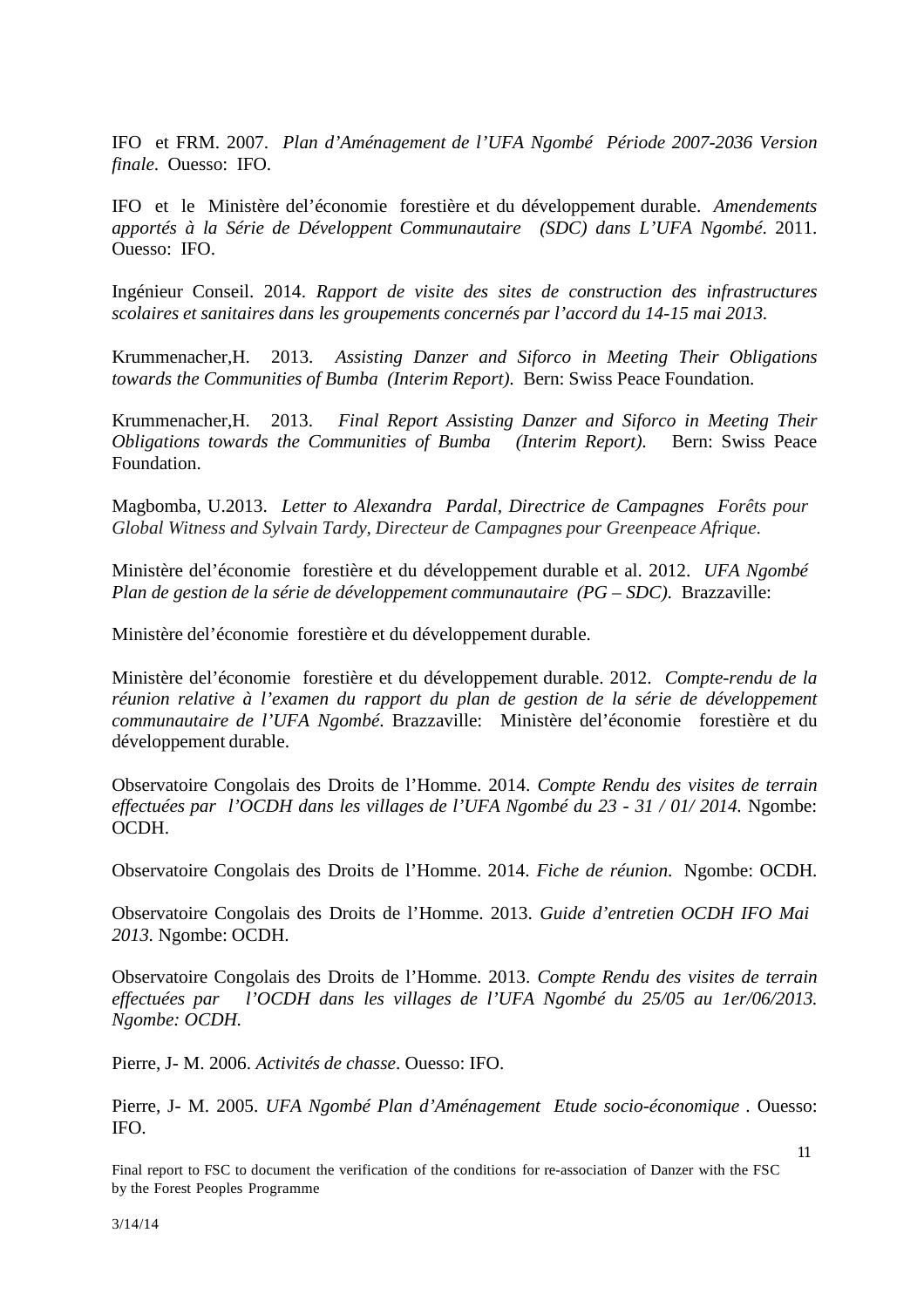IFO et FRM. 2007. *Plan d'Aménagement de l'UFA Ngombé Période 2007-2036 Version finale*. Ouesso: IFO.

IFO et le Ministère del'économie forestière et du développement durable. *Amendements apportés à la Série de Développent Communautaire (SDC) dans L'UFA Ngombé*. 2011. Ouesso: IFO.

Ingénieur Conseil. 2014. *Rapport de visite des sites de construction des infrastructures scolaires et sanitaires dans les groupements concernés par l'accord du 14-15 mai 2013.*

Krummenacher,H. 2013. *Assisting Danzer and Siforco in Meeting Their Obligations towards the Communities of Bumba (Interim Report).* Bern: Swiss Peace Foundation.

Krummenacher,H. 2013. *Final Report Assisting Danzer and Siforco in Meeting Their Obligations towards the Communities of Bumba (Interim Report).* Bern: Swiss Peace Foundation.

Magbomba, U.2013. *Letter to Alexandra Pardal, Directrice de Campagnes Forêts pour Global Witness and Sylvain Tardy, Directeur de Campagnes pour Greenpeace Afrique.*

Ministère del'économie forestière et du développement durable et al. 2012. *UFA Ngombé Plan de gestion de la série de développement communautaire (PG – SDC).* Brazzaville:

Ministère del'économie forestière et du développement durable.

Ministère del'économie forestière et du développement durable. 2012. *Compte-rendu de la réunion relative à l'examen du rapport du plan de gestion de la série de développement communautaire de l'UFA Ngombé*. Brazzaville: Ministère del'économie forestière et du développement durable.

Observatoire Congolais des Droits de l'Homme. 2014. *Compte Rendu des visites de terrain effectuées par l'OCDH dans les villages de l'UFA Ngombé du 23 - 31 / 01/ 2014.* Ngombe: OCDH.

Observatoire Congolais des Droits de l'Homme. 2014. *Fiche de réunion*. Ngombe: OCDH.

Observatoire Congolais des Droits de l'Homme. 2013. *Guide d'entretien OCDH IFO Mai 2013.* Ngombe: OCDH.

Observatoire Congolais des Droits de l'Homme. 2013. *Compte Rendu des visites de terrain effectuées par l'OCDH dans les villages de l'UFA Ngombé du 25/05 au 1er/06/2013. Ngombe: OCDH.*

Pierre, J- M. 2006. *Activités de chasse*. Ouesso: IFO.

Pierre, J- M. 2005. *UFA Ngombé Plan d'Aménagement Etude socio-économique* . Ouesso: IFO.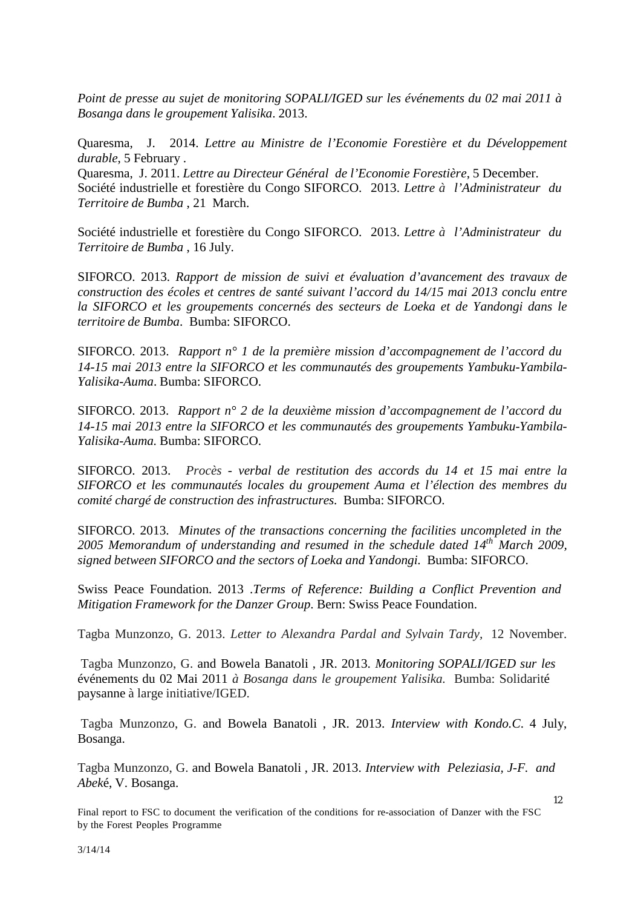*Point de presse au sujet de monitoring SOPALI/IGED sur les événements du 02 mai 2011 à Bosanga dans le groupement Yalisika*. 2013.

Quaresma, J. 2014. *Lettre au Ministre de l'Economie Forestière et du Développement durable*, 5 February .

Quaresma, J. 2011. *Lettre au Directeur Général de l'Economie Forestière*, 5 December.

Société industrielle et forestière du Congo SIFORCO. 2013. *Lettre à l'Administrateur du Territoire de Bumba* , 21 March.

Société industrielle et forestière du Congo SIFORCO. 2013. *Lettre à l'Administrateur du Territoire de Bumba* , 16 July.

SIFORCO. 2013. *Rapport de mission de suivi et évaluation d'avancement des travaux de construction des écoles et centres de santé suivant l'accord du 14/15 mai 2013 conclu entre la SIFORCO et les groupements concernés des secteurs de Loeka et de Yandongi dans le territoire de Bumba*. Bumba: SIFORCO.

SIFORCO. 2013. *Rapport n° 1 de la première mission d'accompagnement de l'accord du 14-15 mai 2013 entre la SIFORCO et les communautés des groupements Yambuku-Yambila-Yalisika-Auma*. Bumba: SIFORCO.

SIFORCO. 2013. *Rapport n° 2 de la deuxième mission d'accompagnement de l'accord du 14-15 mai 2013 entre la SIFORCO et les communautés des groupements Yambuku-Yambila-Yalisika-Auma.* Bumba: SIFORCO.

SIFORCO. 2013. *Procès - verbal de restitution des accords du 14 et 15 mai entre la SIFORCO et les communautés locales du groupement Auma et l'élection des membres du comité chargé de construction des infrastructures.* Bumba: SIFORCO.

SIFORCO. 2013. *Minutes of the transactions concerning the facilities uncompleted in the 2005 Memorandum of understanding and resumed in the schedule dated 14th March 2009, signed between SIFORCO and the sectors of Loeka and Yandongi.* Bumba: SIFORCO.

Swiss Peace Foundation. 2013 .*Terms of Reference: Building a Conflict Prevention and Mitigation Framework for the Danzer Group*. Bern: Swiss Peace Foundation.

Tagba Munzonzo, G. 2013. *Letter to Alexandra Pardal and Sylvain Tardy*, 12 November.

Tagba Munzonzo, G. and Bowela Banatoli , JR. 2013. *Monitoring SOPALI/IGED sur les* événements du 02 Mai 2011 *à Bosanga dans le groupement Yalisika.* Bumba: Solidarité paysanne à large initiative/IGED.

Tagba Munzonzo, G. and Bowela Banatoli , JR. 2013. *Interview with Kondo.C*. 4 July, Bosanga.

Tagba Munzonzo, G. and Bowela Banatoli , JR. 2013. *Interview with Peleziasia, J-F. and Abek*é, V. Bosanga.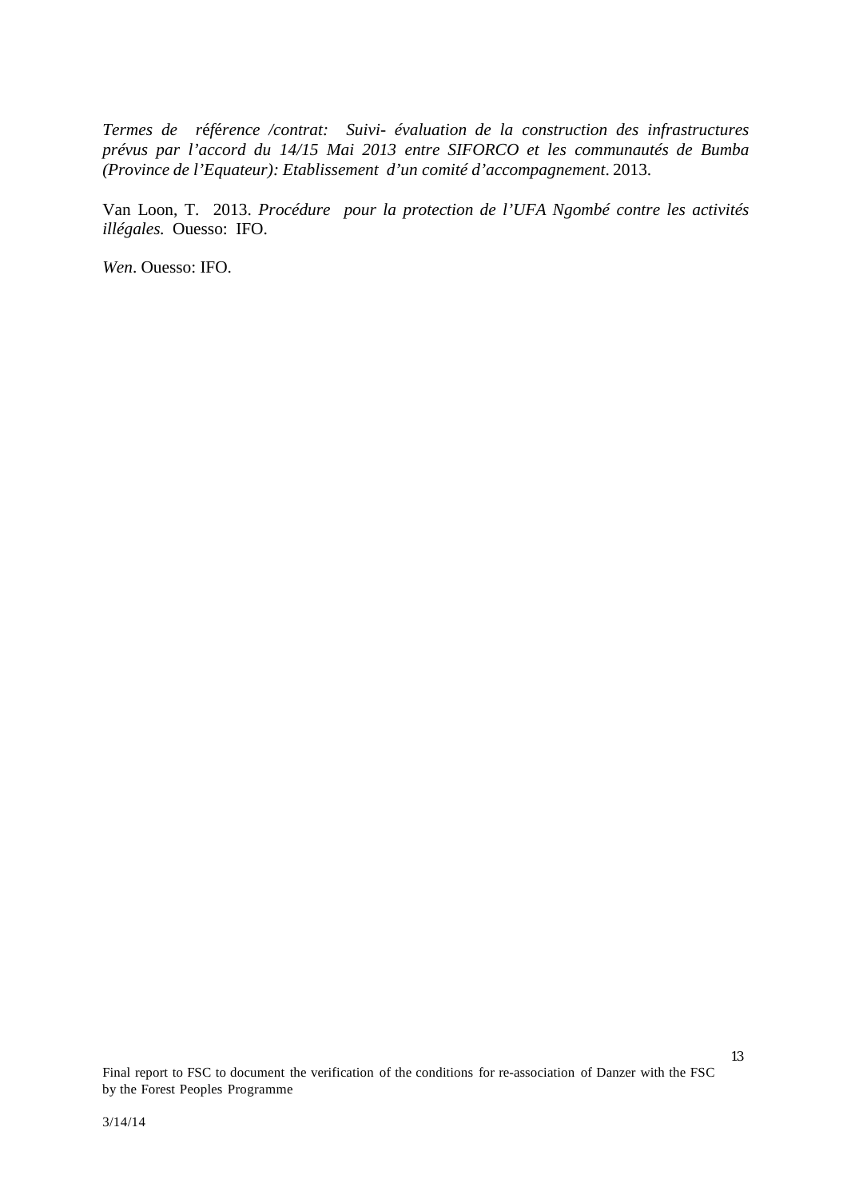*Termes de référence /contrat: Suivi- évaluation de la construction des infrastructures prévus par l'accord du 14/15 Mai 2013 entre SIFORCO et les communautés de Bumba (Province de l'Equateur): Etablissement d'un comité d'accompagnement*. 2013.

Van Loon, T. 2013. *Procédure pour la protection de l'UFA Ngombé contre les activités illégales.* Ouesso: IFO.

*Wen*. Ouesso: IFO.